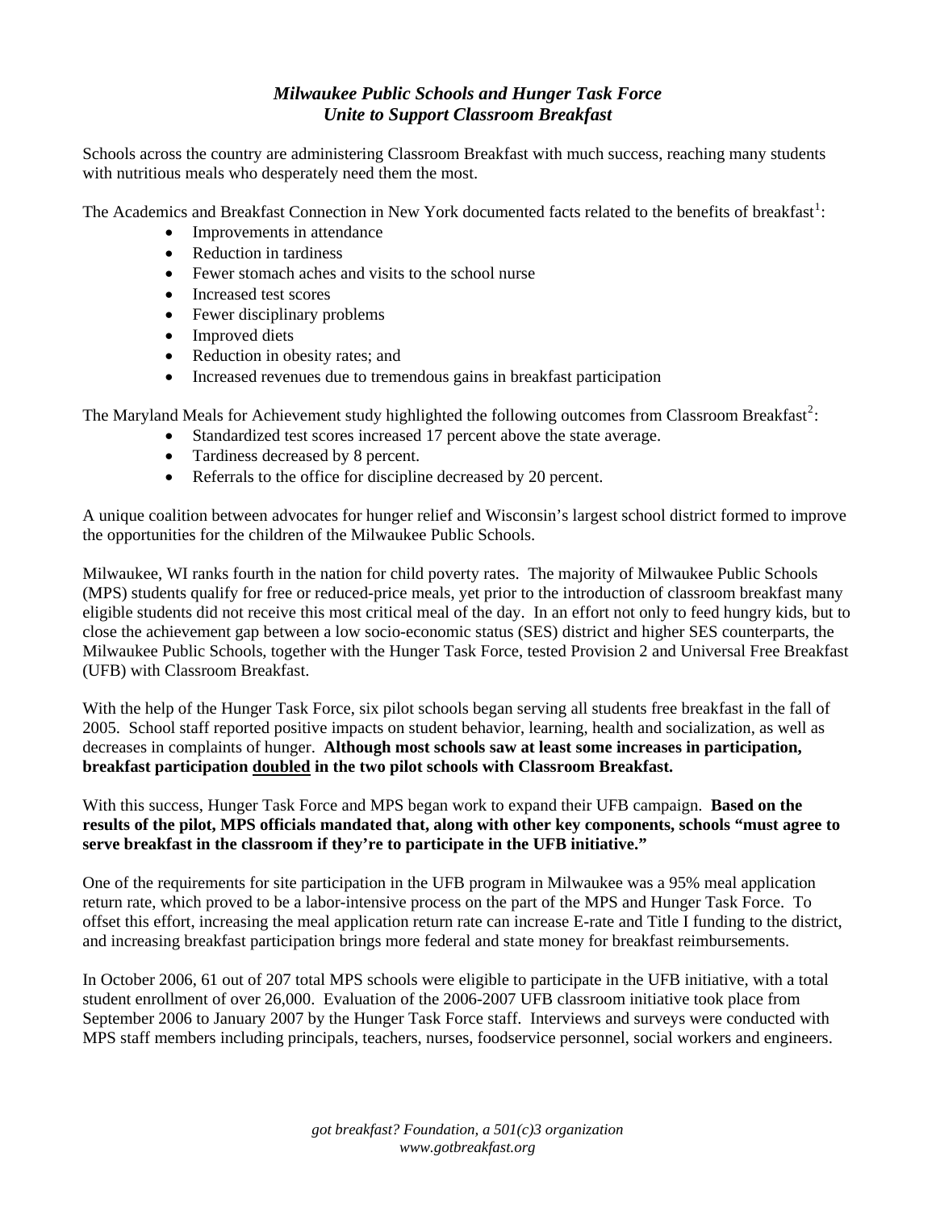## *Milwaukee Public Schools and Hunger Task Force Unite to Support Classroom Breakfast*

Schools across the country are administering Classroom Breakfast with much success, reaching many students with nutritious meals who desperately need them the most.

The Academics and Breakfast Connection in New York documented facts related to the benefits of breakfast[1]:

- Improvements in attendance
- Reduction in tardiness
- Fewer stomach aches and visits to the school nurse
- Increased test scores
- Fewer disciplinary problems
- Improved diets
- Reduction in obesity rates; and
- Increased revenues due to tremendous gains in breakfast participation

The Maryland Meals for Achievement study highlighted the following outcomes from Classroom Breakfast[2]:

- Standardized test scores increased 17 percent above the state average.
- Tardiness decreased by 8 percent.
- Referrals to the office for discipline decreased by 20 percent.

A unique coalition between advocates for hunger relief and Wisconsin's largest school district formed to improve the opportunities for the children of the Milwaukee Public Schools.

Milwaukee, WI ranks fourth in the nation for child poverty rates. The majority of Milwaukee Public Schools (MPS) students qualify for free or reduced-price meals, yet prior to the introduction of classroom breakfast many eligible students did not receive this most critical meal of the day. In an effort not only to feed hungry kids, but to close the achievement gap between a low socio-economic status (SES) district and higher SES counterparts, the Milwaukee Public Schools, together with the Hunger Task Force, tested Provision 2 and Universal Free Breakfast (UFB) with Classroom Breakfast.

With the help of the Hunger Task Force, six pilot schools began serving all students free breakfast in the fall of 2005. School staff reported positive impacts on student behavior, learning, health and socialization, as well as decreases in complaints of hunger. **Although most schools saw at least some increases in participation, breakfast participation <u>doubled</u> in the two pilot schools with Classroom Breakfast.**

With this success, Hunger Task Force and MPS began work to expand their UFB campaign. **Based on the results of the pilot, MPS officials mandated that, along with other key components, schools "must agree to serve breakfast in the classroom if they're to participate in the UFB initiative."**

One of the requirements for site participation in the UFB program in Milwaukee was a 95% meal application return rate, which proved to be a labor-intensive process on the part of the MPS and Hunger Task Force. To offset this effort, increasing the meal application return rate can increase E-rate and Title I funding to the district, and increasing breakfast participation brings more federal and state money for breakfast reimbursements.

In October 2006, 61 out of 207 total MPS schools were eligible to participate in the UFB initiative, with a total student enrollment of over 26,000. Evaluation of the 2006-2007 UFB classroom initiative took place from September 2006 to January 2007 by the Hunger Task Force staff. Interviews and surveys were conducted with MPS staff members including principals, teachers, nurses, foodservice personnel, social workers and engineers.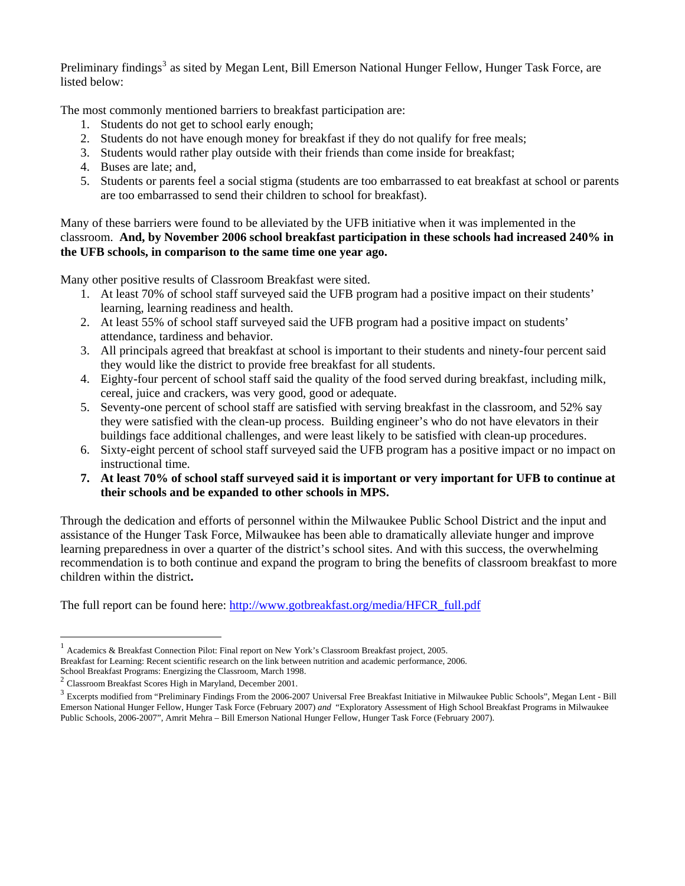Preliminary findings[3] as sited by Megan Lent, Bill Emerson National Hunger Fellow, Hunger Task Force, are listed below:

The most commonly mentioned barriers to breakfast participation are:

1. Students do not get to school early enough;
2. Students do not have enough money for breakfast if they do not qualify for free meals;
3. Students would rather play outside with their friends than come inside for breakfast;
4. Buses are late; and,
5. Students or parents feel a social stigma (students are too embarrassed to eat breakfast at school or parents are too embarrassed to send their children to school for breakfast).

Many of these barriers were found to be alleviated by the UFB initiative when it was implemented in the classroom. **And, by November 2006 school breakfast participation in these schools had increased 240% in the UFB schools, in comparison to the same time one year ago.**

Many other positive results of Classroom Breakfast were sited.

1. At least 70% of school staff surveyed said the UFB program had a positive impact on their students' learning, learning readiness and health.
2. At least 55% of school staff surveyed said the UFB program had a positive impact on students' attendance, tardiness and behavior.
3. All principals agreed that breakfast at school is important to their students and ninety-four percent said they would like the district to provide free breakfast for all students.
4. Eighty-four percent of school staff said the quality of the food served during breakfast, including milk, cereal, juice and crackers, was very good, good or adequate.
5. Seventy-one percent of school staff are satisfied with serving breakfast in the classroom, and 52% say they were satisfied with the clean-up process. Building engineer's who do not have elevators in their buildings face additional challenges, and were least likely to be satisfied with clean-up procedures.
6. Sixty-eight percent of school staff surveyed said the UFB program has a positive impact or no impact on instructional time.
7. **At least 70% of school staff surveyed said it is important or very important for UFB to continue at their schools and be expanded to other schools in MPS.**

Through the dedication and efforts of personnel within the Milwaukee Public School District and the input and assistance of the Hunger Task Force, Milwaukee has been able to dramatically alleviate hunger and improve learning preparedness in over a quarter of the district's school sites. And with this success, the overwhelming recommendation is to both continue and expand the program to bring the benefits of classroom breakfast to more children within the district**.**

The full report can be found here: http://www.gotbreakfast.org/media/HFCR_full.pdf

---

[1] Academics & Breakfast Connection Pilot: Final report on New York's Classroom Breakfast project, 2005.
Breakfast for Learning: Recent scientific research on the link between nutrition and academic performance, 2006.
School Breakfast Programs: Energizing the Classroom, March 1998.

[2] Classroom Breakfast Scores High in Maryland, December 2001.

[3] Excerpts modified from "Preliminary Findings From the 2006-2007 Universal Free Breakfast Initiative in Milwaukee Public Schools", Megan Lent - Bill Emerson National Hunger Fellow, Hunger Task Force (February 2007) *and* "Exploratory Assessment of High School Breakfast Programs in Milwaukee Public Schools, 2006-2007", Amrit Mehra – Bill Emerson National Hunger Fellow, Hunger Task Force (February 2007).